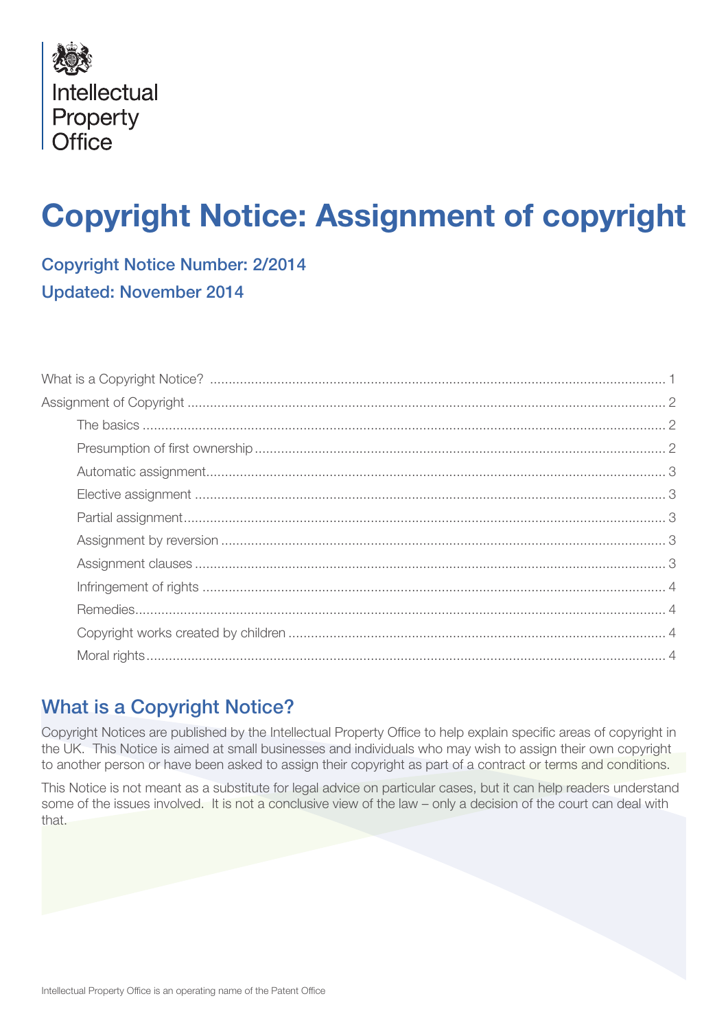Intellectual Property Office

# Copyright Notice: Assignment of copyright

### Copyright Notice Number: 2/2014

### Updated: November 2014

| | |
|---|---|
| What is a Copyright Notice? | 1 |
| Assignment of Copyright | 2 |
| The basics | 2 |
| Presumption of first ownership | 2 |
| Automatic assignment | 3 |
| Elective assignment | 3 |
| Partial assignment | 3 |
| Assignment by reversion | 3 |
| Assignment clauses | 3 |
| Infringement of rights | 4 |
| Remedies | 4 |
| Copyright works created by children | 4 |
| Moral rights | 4 |

## What is a Copyright Notice?

Copyright Notices are published by the Intellectual Property Office to help explain specific areas of copyright in the UK. This Notice is aimed at small businesses and individuals who may wish to assign their own copyright to another person or have been asked to assign their copyright as part of a contract or terms and conditions.

This Notice is not meant as a substitute for legal advice on particular cases, but it can help readers understand some of the issues involved. It is not a conclusive view of the law – only a decision of the court can deal with that.

Intellectual Property Office is an operating name of the Patent Office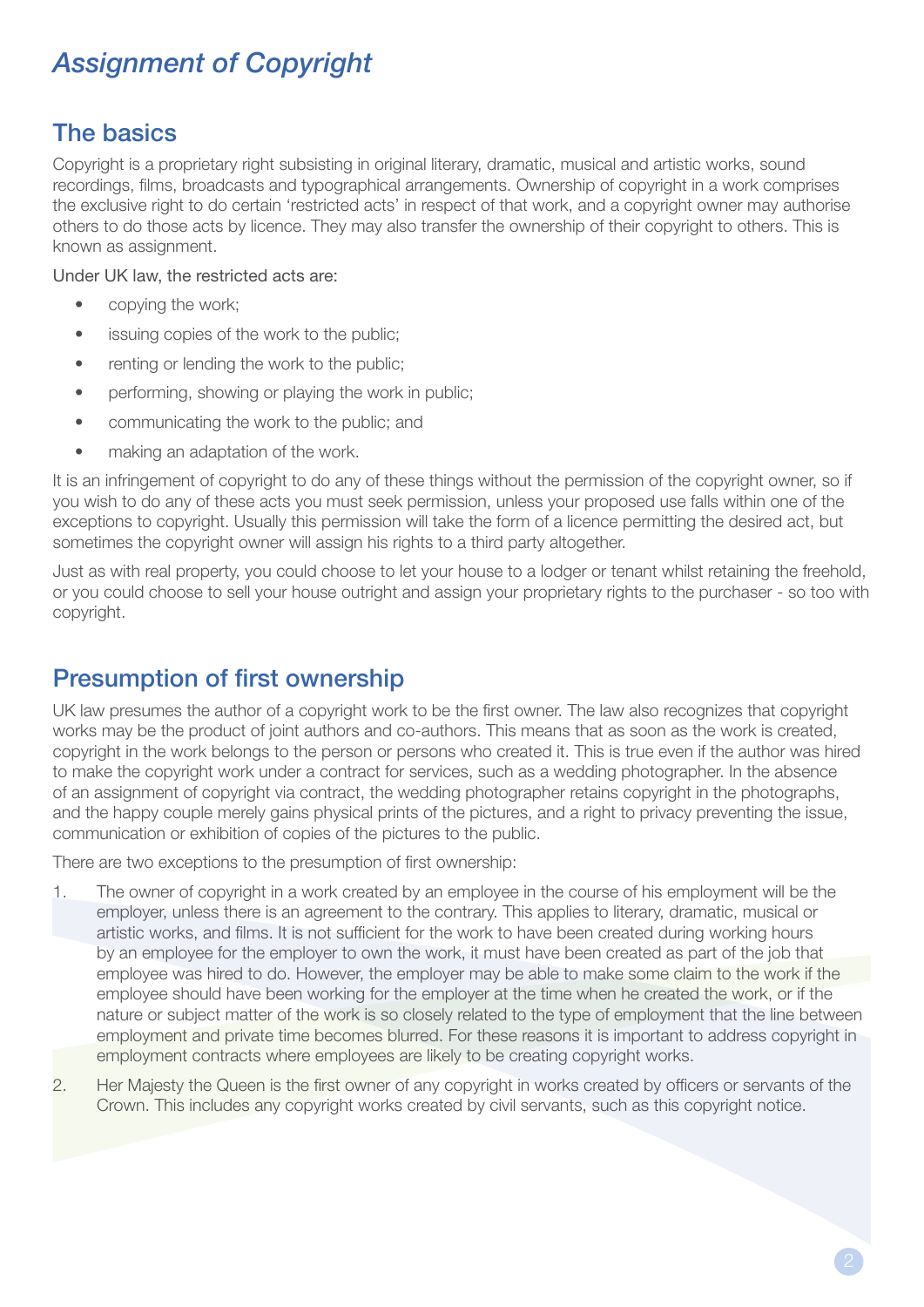# *Assignment of Copyright*

## The basics

Copyright is a proprietary right subsisting in original literary, dramatic, musical and artistic works, sound recordings, films, broadcasts and typographical arrangements. Ownership of copyright in a work comprises the exclusive right to do certain 'restricted acts' in respect of that work, and a copyright owner may authorise others to do those acts by licence. They may also transfer the ownership of their copyright to others. This is known as assignment.

Under UK law, the restricted acts are:

- copying the work;
- issuing copies of the work to the public;
- renting or lending the work to the public;
- performing, showing or playing the work in public;
- communicating the work to the public; and
- making an adaptation of the work.

It is an infringement of copyright to do any of these things without the permission of the copyright owner, so if you wish to do any of these acts you must seek permission, unless your proposed use falls within one of the exceptions to copyright. Usually this permission will take the form of a licence permitting the desired act, but sometimes the copyright owner will assign his rights to a third party altogether.

Just as with real property, you could choose to let your house to a lodger or tenant whilst retaining the freehold, or you could choose to sell your house outright and assign your proprietary rights to the purchaser - so too with copyright.

## Presumption of first ownership

UK law presumes the author of a copyright work to be the first owner. The law also recognizes that copyright works may be the product of joint authors and co-authors. This means that as soon as the work is created, copyright in the work belongs to the person or persons who created it. This is true even if the author was hired to make the copyright work under a contract for services, such as a wedding photographer. In the absence of an assignment of copyright via contract, the wedding photographer retains copyright in the photographs, and the happy couple merely gains physical prints of the pictures, and a right to privacy preventing the issue, communication or exhibition of copies of the pictures to the public.

There are two exceptions to the presumption of first ownership:

1. The owner of copyright in a work created by an employee in the course of his employment will be the employer, unless there is an agreement to the contrary. This applies to literary, dramatic, musical or artistic works, and films. It is not sufficient for the work to have been created during working hours by an employee for the employer to own the work, it must have been created as part of the job that employee was hired to do. However, the employer may be able to make some claim to the work if the employee should have been working for the employer at the time when he created the work, or if the nature or subject matter of the work is so closely related to the type of employment that the line between employment and private time becomes blurred. For these reasons it is important to address copyright in employment contracts where employees are likely to be creating copyright works.
2. Her Majesty the Queen is the first owner of any copyright in works created by officers or servants of the Crown. This includes any copyright works created by civil servants, such as this copyright notice.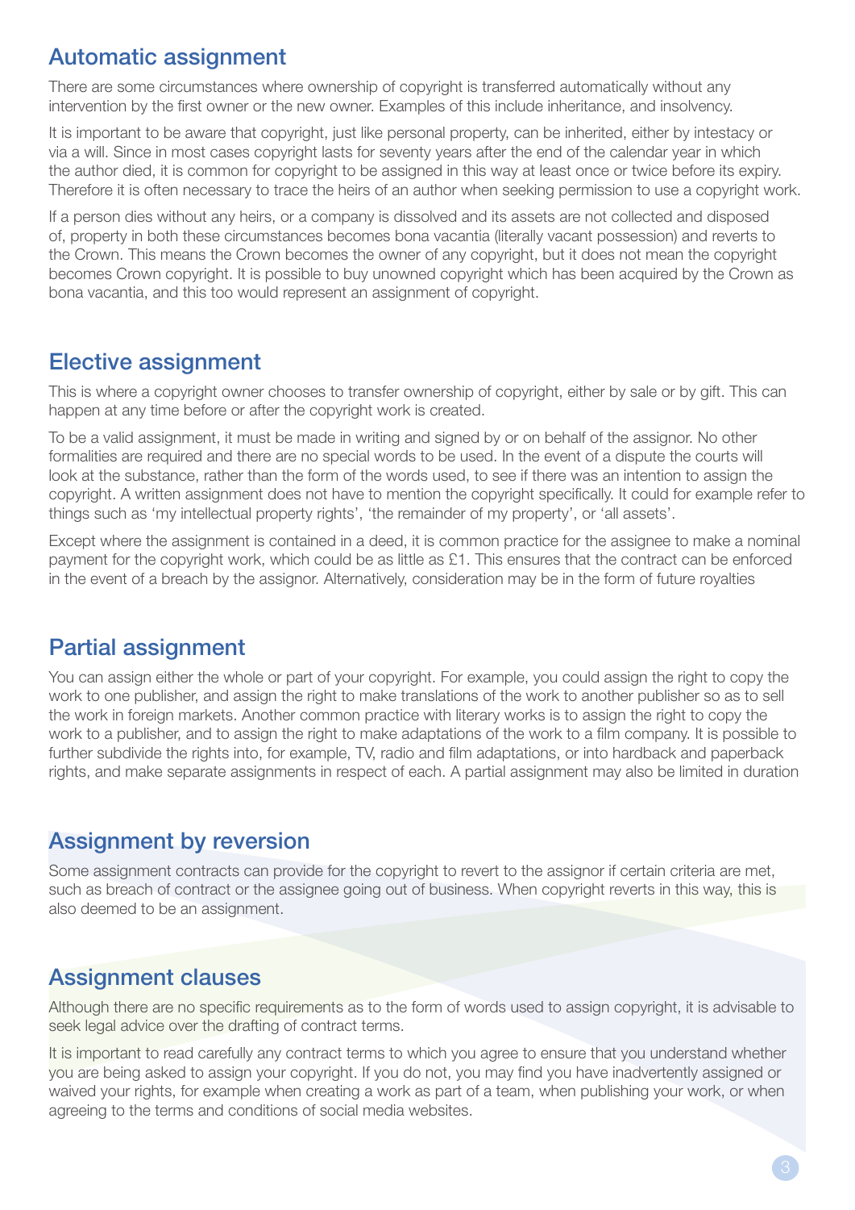## Automatic assignment

There are some circumstances where ownership of copyright is transferred automatically without any intervention by the first owner or the new owner. Examples of this include inheritance, and insolvency.

It is important to be aware that copyright, just like personal property, can be inherited, either by intestacy or via a will. Since in most cases copyright lasts for seventy years after the end of the calendar year in which the author died, it is common for copyright to be assigned in this way at least once or twice before its expiry. Therefore it is often necessary to trace the heirs of an author when seeking permission to use a copyright work.

If a person dies without any heirs, or a company is dissolved and its assets are not collected and disposed of, property in both these circumstances becomes bona vacantia (literally vacant possession) and reverts to the Crown. This means the Crown becomes the owner of any copyright, but it does not mean the copyright becomes Crown copyright. It is possible to buy unowned copyright which has been acquired by the Crown as bona vacantia, and this too would represent an assignment of copyright.

## Elective assignment

This is where a copyright owner chooses to transfer ownership of copyright, either by sale or by gift. This can happen at any time before or after the copyright work is created.

To be a valid assignment, it must be made in writing and signed by or on behalf of the assignor. No other formalities are required and there are no special words to be used. In the event of a dispute the courts will look at the substance, rather than the form of the words used, to see if there was an intention to assign the copyright. A written assignment does not have to mention the copyright specifically. It could for example refer to things such as 'my intellectual property rights', 'the remainder of my property', or 'all assets'.

Except where the assignment is contained in a deed, it is common practice for the assignee to make a nominal payment for the copyright work, which could be as little as £1. This ensures that the contract can be enforced in the event of a breach by the assignor. Alternatively, consideration may be in the form of future royalties

## Partial assignment

You can assign either the whole or part of your copyright. For example, you could assign the right to copy the work to one publisher, and assign the right to make translations of the work to another publisher so as to sell the work in foreign markets. Another common practice with literary works is to assign the right to copy the work to a publisher, and to assign the right to make adaptations of the work to a film company. It is possible to further subdivide the rights into, for example, TV, radio and film adaptations, or into hardback and paperback rights, and make separate assignments in respect of each. A partial assignment may also be limited in duration

## Assignment by reversion

Some assignment contracts can provide for the copyright to revert to the assignor if certain criteria are met, such as breach of contract or the assignee going out of business. When copyright reverts in this way, this is also deemed to be an assignment.

## Assignment clauses

Although there are no specific requirements as to the form of words used to assign copyright, it is advisable to seek legal advice over the drafting of contract terms.

It is important to read carefully any contract terms to which you agree to ensure that you understand whether you are being asked to assign your copyright. If you do not, you may find you have inadvertently assigned or waived your rights, for example when creating a work as part of a team, when publishing your work, or when agreeing to the terms and conditions of social media websites.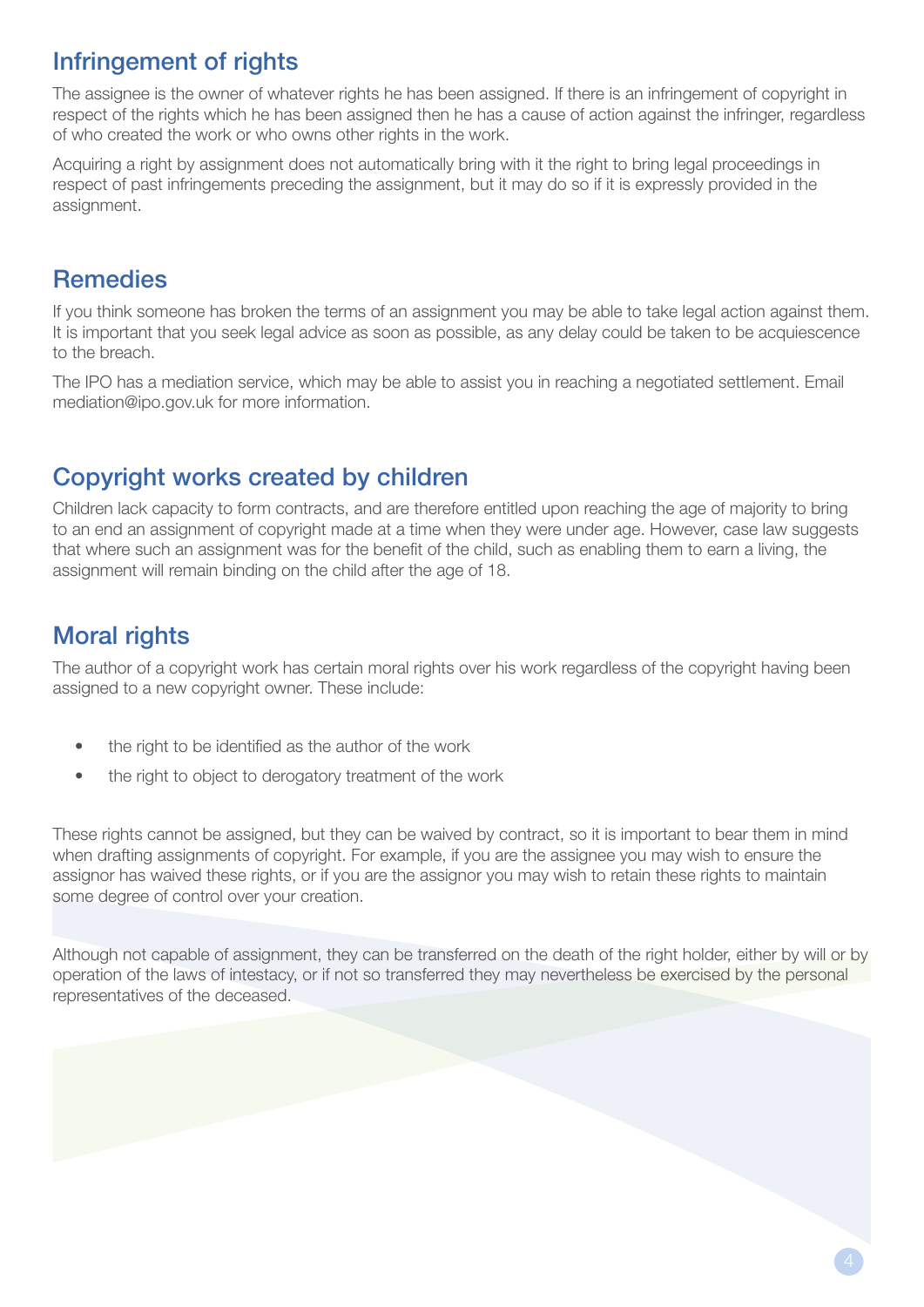## Infringement of rights

The assignee is the owner of whatever rights he has been assigned. If there is an infringement of copyright in respect of the rights which he has been assigned then he has a cause of action against the infringer, regardless of who created the work or who owns other rights in the work.

Acquiring a right by assignment does not automatically bring with it the right to bring legal proceedings in respect of past infringements preceding the assignment, but it may do so if it is expressly provided in the assignment.

## Remedies

If you think someone has broken the terms of an assignment you may be able to take legal action against them. It is important that you seek legal advice as soon as possible, as any delay could be taken to be acquiescence to the breach.

The IPO has a mediation service, which may be able to assist you in reaching a negotiated settlement. Email mediation@ipo.gov.uk for more information.

## Copyright works created by children

Children lack capacity to form contracts, and are therefore entitled upon reaching the age of majority to bring to an end an assignment of copyright made at a time when they were under age. However, case law suggests that where such an assignment was for the benefit of the child, such as enabling them to earn a living, the assignment will remain binding on the child after the age of 18.

## Moral rights

The author of a copyright work has certain moral rights over his work regardless of the copyright having been assigned to a new copyright owner. These include:

- the right to be identified as the author of the work
- the right to object to derogatory treatment of the work

These rights cannot be assigned, but they can be waived by contract, so it is important to bear them in mind when drafting assignments of copyright. For example, if you are the assignee you may wish to ensure the assignor has waived these rights, or if you are the assignor you may wish to retain these rights to maintain some degree of control over your creation.

Although not capable of assignment, they can be transferred on the death of the right holder, either by will or by operation of the laws of intestacy, or if not so transferred they may nevertheless be exercised by the personal representatives of the deceased.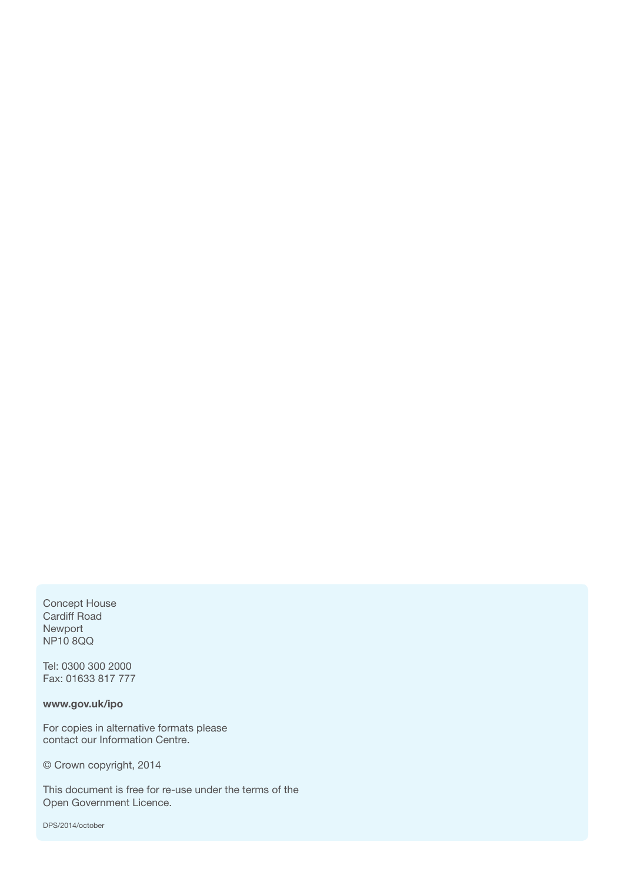Concept House
Cardiff Road
Newport
NP10 8QQ

Tel: 0300 300 2000
Fax: 01633 817 777

**www.gov.uk/ipo**

For copies in alternative formats please
contact our Information Centre.

© Crown copyright, 2014

This document is free for re-use under the terms of the
Open Government Licence.

DPS/2014/october